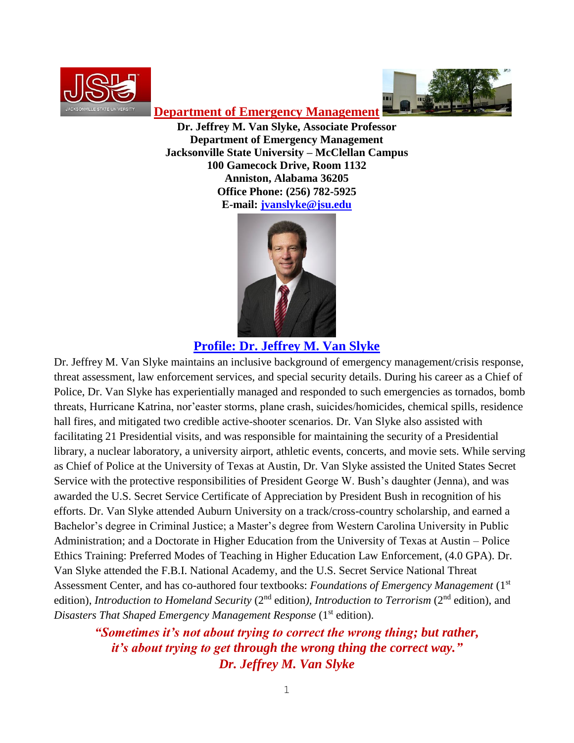## Department of Emergency Management

**Dr. Jeffrey M. Van Slyke, Associate Professor**
**Department of Emergency Management**
**Jacksonville State University – McClellan Campus**
**100 Gamecock Drive, Room 1132**
**Anniston, Alabama 36205**
**Office Phone: (256) 782-5925**
**E-mail: jvanslyke@jsu.edu**

## Profile: Dr. Jeffrey M. Van Slyke

Dr. Jeffrey M. Van Slyke maintains an inclusive background of emergency management/crisis response, threat assessment, law enforcement services, and special security details. During his career as a Chief of Police, Dr. Van Slyke has experientially managed and responded to such emergencies as tornados, bomb threats, Hurricane Katrina, nor'easter storms, plane crash, suicides/homicides, chemical spills, residence hall fires, and mitigated two credible active-shooter scenarios. Dr. Van Slyke also assisted with facilitating 21 Presidential visits, and was responsible for maintaining the security of a Presidential library, a nuclear laboratory, a university airport, athletic events, concerts, and movie sets. While serving as Chief of Police at the University of Texas at Austin, Dr. Van Slyke assisted the United States Secret Service with the protective responsibilities of President George W. Bush's daughter (Jenna), and was awarded the U.S. Secret Service Certificate of Appreciation by President Bush in recognition of his efforts. Dr. Van Slyke attended Auburn University on a track/cross-country scholarship, and earned a Bachelor's degree in Criminal Justice; a Master's degree from Western Carolina University in Public Administration; and a Doctorate in Higher Education from the University of Texas at Austin – Police Ethics Training: Preferred Modes of Teaching in Higher Education Law Enforcement, (4.0 GPA). Dr. Van Slyke attended the F.B.I. National Academy, and the U.S. Secret Service National Threat Assessment Center, and has co-authored four textbooks: *Foundations of Emergency Management* (1st edition), *Introduction to Homeland Security* (2nd edition), *Introduction to Terrorism* (2nd edition), and *Disasters That Shaped Emergency Management Response* (1st edition).

***"Sometimes it's not about trying to correct the wrong thing; but rather, it's about trying to get through the wrong thing the correct way."***
***Dr. Jeffrey M. Van Slyke***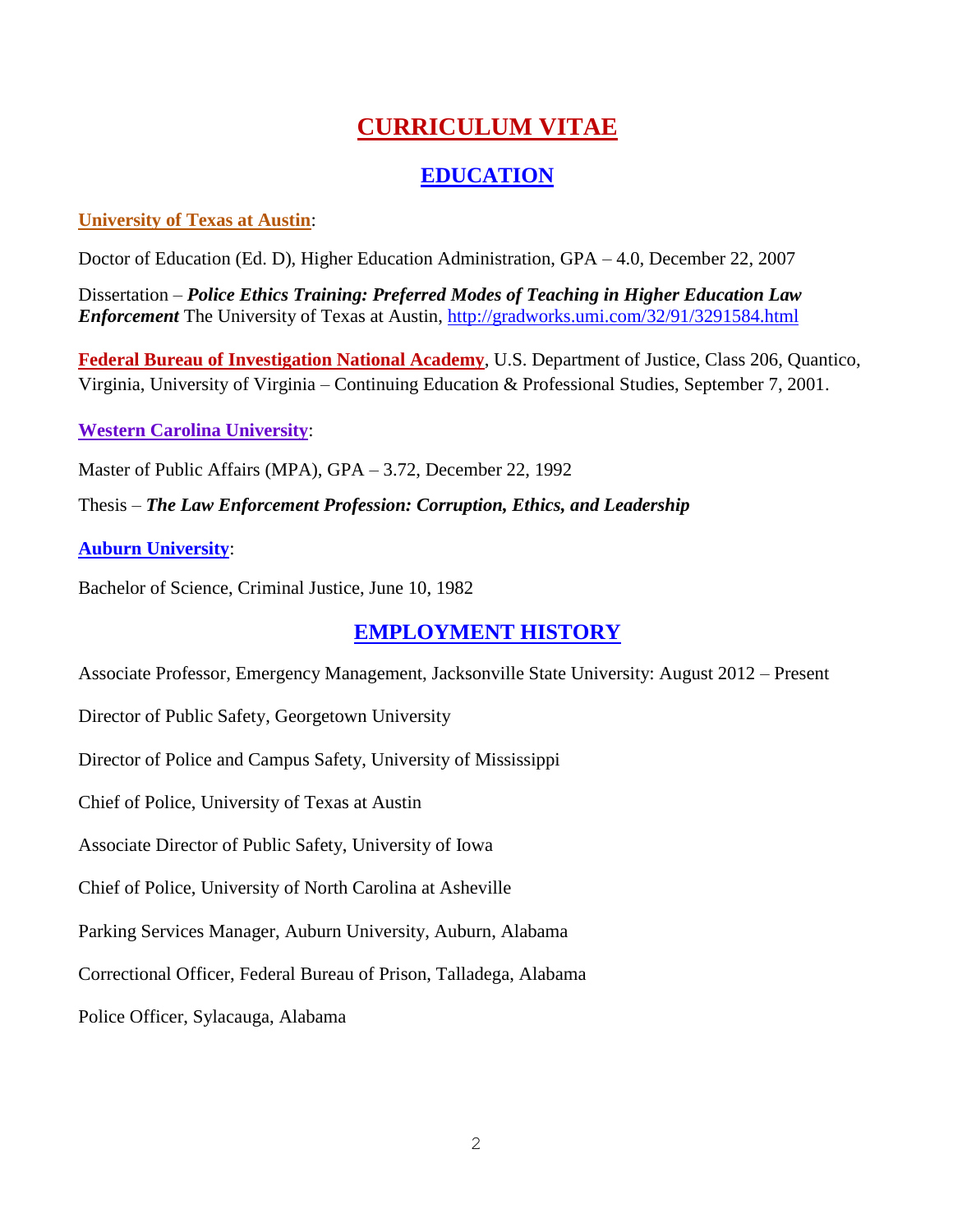# CURRICULUM VITAE

## EDUCATION

**University of Texas at Austin**:

Doctor of Education (Ed. D), Higher Education Administration, GPA – 4.0, December 22, 2007

Dissertation – ***Police Ethics Training: Preferred Modes of Teaching in Higher Education Law Enforcement*** The University of Texas at Austin, http://gradworks.umi.com/32/91/3291584.html

**Federal Bureau of Investigation National Academy**, U.S. Department of Justice, Class 206, Quantico, Virginia, University of Virginia – Continuing Education & Professional Studies, September 7, 2001.

**Western Carolina University**:

Master of Public Affairs (MPA), GPA – 3.72, December 22, 1992

Thesis – ***The Law Enforcement Profession: Corruption, Ethics, and Leadership***

**Auburn University**:

Bachelor of Science, Criminal Justice, June 10, 1982

## EMPLOYMENT HISTORY

Associate Professor, Emergency Management, Jacksonville State University: August 2012 – Present

Director of Public Safety, Georgetown University

Director of Police and Campus Safety, University of Mississippi

Chief of Police, University of Texas at Austin

Associate Director of Public Safety, University of Iowa

Chief of Police, University of North Carolina at Asheville

Parking Services Manager, Auburn University, Auburn, Alabama

Correctional Officer, Federal Bureau of Prison, Talladega, Alabama

Police Officer, Sylacauga, Alabama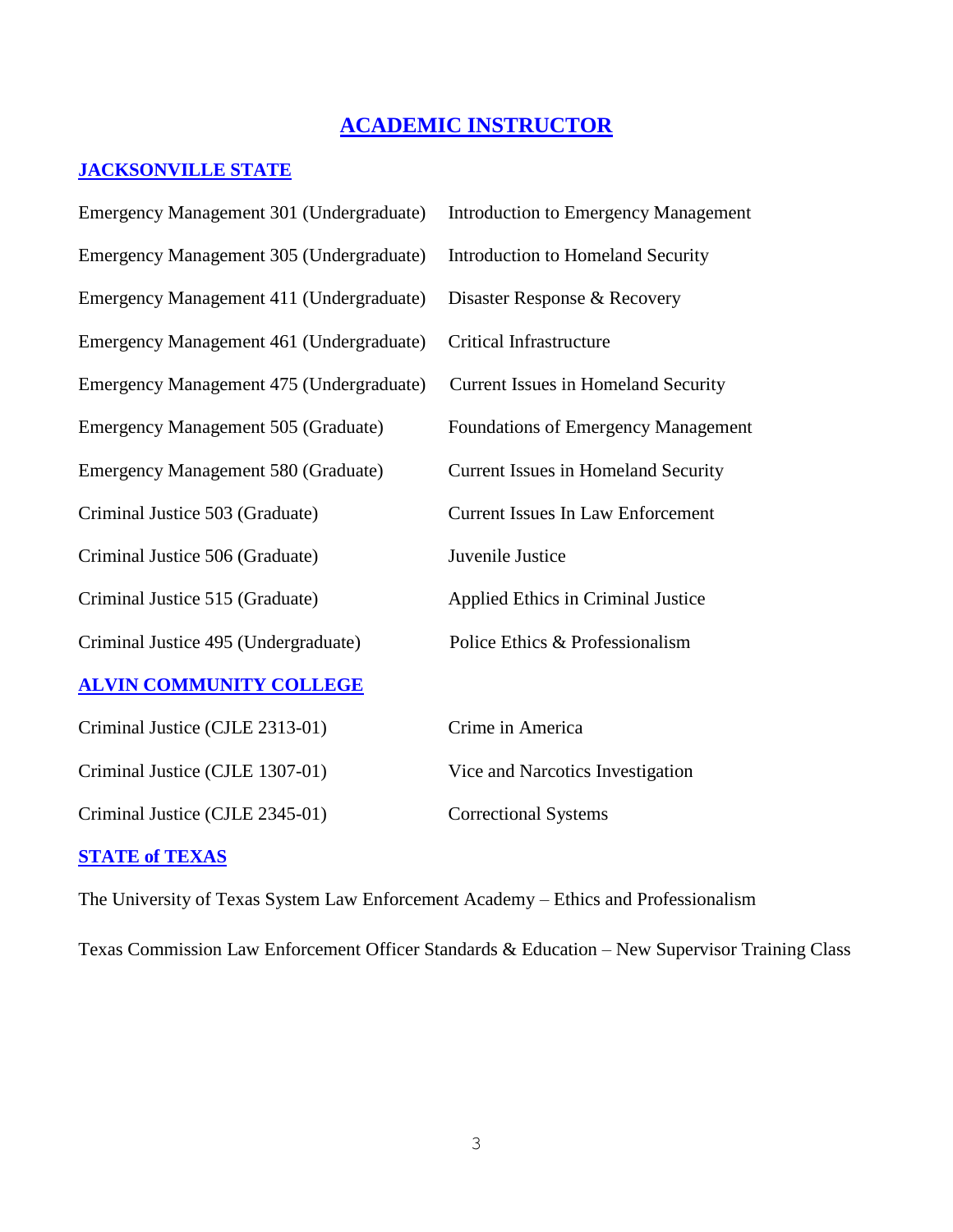# ACADEMIC INSTRUCTOR

## JACKSONVILLE STATE

| | |
|---|---|
| Emergency Management 301 (Undergraduate) | Introduction to Emergency Management |
| Emergency Management 305 (Undergraduate) | Introduction to Homeland Security |
| Emergency Management 411 (Undergraduate) | Disaster Response & Recovery |
| Emergency Management 461 (Undergraduate) | Critical Infrastructure |
| Emergency Management 475 (Undergraduate) | Current Issues in Homeland Security |
| Emergency Management 505 (Graduate) | Foundations of Emergency Management |
| Emergency Management 580 (Graduate) | Current Issues in Homeland Security |
| Criminal Justice 503 (Graduate) | Current Issues In Law Enforcement |
| Criminal Justice 506 (Graduate) | Juvenile Justice |
| Criminal Justice 515 (Graduate) | Applied Ethics in Criminal Justice |
| Criminal Justice 495 (Undergraduate) | Police Ethics & Professionalism |

## ALVIN COMMUNITY COLLEGE

| | |
|---|---|
| Criminal Justice (CJLE 2313-01) | Crime in America |
| Criminal Justice (CJLE 1307-01) | Vice and Narcotics Investigation |
| Criminal Justice (CJLE 2345-01) | Correctional Systems |

## STATE of TEXAS

The University of Texas System Law Enforcement Academy – Ethics and Professionalism

Texas Commission Law Enforcement Officer Standards & Education – New Supervisor Training Class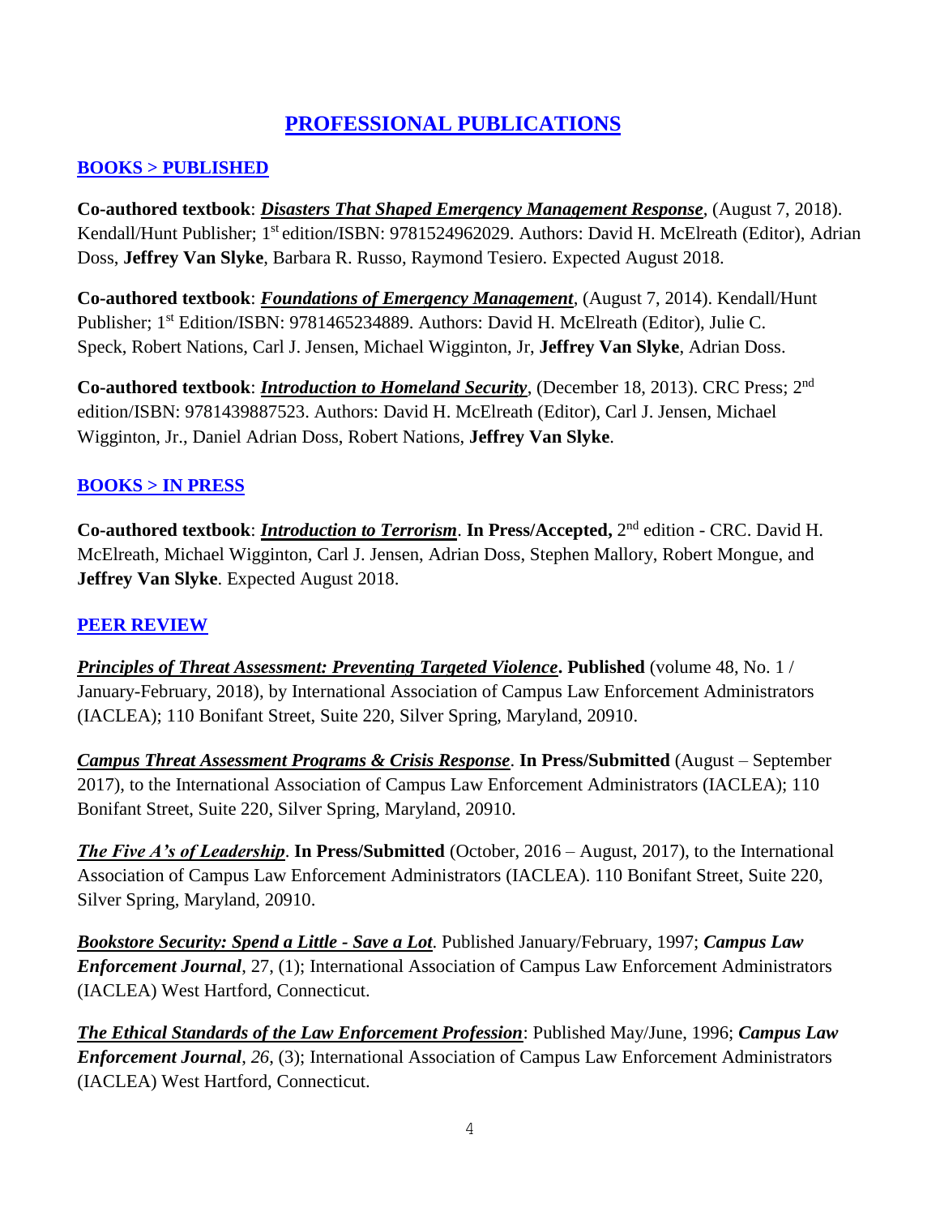# PROFESSIONAL PUBLICATIONS

## BOOKS > PUBLISHED

**Co-authored textbook**: ***Disasters That Shaped Emergency Management Response***, (August 7, 2018). Kendall/Hunt Publisher; 1st edition/ISBN: 9781524962029. Authors: David H. McElreath (Editor), Adrian Doss, **Jeffrey Van Slyke**, Barbara R. Russo, Raymond Tesiero. Expected August 2018.

**Co-authored textbook**: ***Foundations of Emergency Management***, (August 7, 2014). Kendall/Hunt Publisher; 1st Edition/ISBN: 9781465234889. Authors: David H. McElreath (Editor), Julie C. Speck, Robert Nations, Carl J. Jensen, Michael Wigginton, Jr, **Jeffrey Van Slyke**, Adrian Doss.

**Co-authored textbook**: ***Introduction to Homeland Security***, (December 18, 2013). CRC Press; 2nd edition/ISBN: 9781439887523. Authors: David H. McElreath (Editor), Carl J. Jensen, Michael Wigginton, Jr., Daniel Adrian Doss, Robert Nations, **Jeffrey Van Slyke**.

## BOOKS > IN PRESS

**Co-authored textbook**: ***Introduction to Terrorism***. **In Press/Accepted,** 2nd edition - CRC. David H. McElreath, Michael Wigginton, Carl J. Jensen, Adrian Doss, Stephen Mallory, Robert Mongue, and **Jeffrey Van Slyke**. Expected August 2018.

## PEER REVIEW

***Principles of Threat Assessment: Preventing Targeted Violence*. Published** (volume 48, No. 1 / January-February, 2018), by International Association of Campus Law Enforcement Administrators (IACLEA); 110 Bonifant Street, Suite 220, Silver Spring, Maryland, 20910.

***Campus Threat Assessment Programs & Crisis Response***. **In Press/Submitted** (August – September 2017), to the International Association of Campus Law Enforcement Administrators (IACLEA); 110 Bonifant Street, Suite 220, Silver Spring, Maryland, 20910.

***The Five A's of Leadership***. **In Press/Submitted** (October, 2016 – August, 2017), to the International Association of Campus Law Enforcement Administrators (IACLEA). 110 Bonifant Street, Suite 220, Silver Spring, Maryland, 20910.

***Bookstore Security: Spend a Little - Save a Lot***. Published January/February, 1997; ***Campus Law Enforcement Journal***, 27, (1); International Association of Campus Law Enforcement Administrators (IACLEA) West Hartford, Connecticut.

***The Ethical Standards of the Law Enforcement Profession***: Published May/June, 1996; ***Campus Law Enforcement Journal***, *26*, (3); International Association of Campus Law Enforcement Administrators (IACLEA) West Hartford, Connecticut.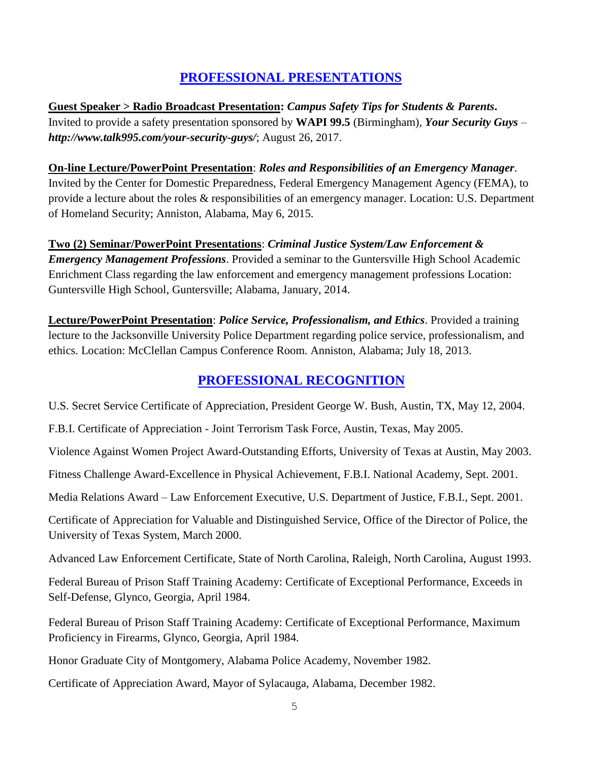## PROFESSIONAL PRESENTATIONS

**Guest Speaker > Radio Broadcast Presentation:** ***Campus Safety Tips for Students & Parents*****.** Invited to provide a safety presentation sponsored by **WAPI 99.5** (Birmingham), ***Your Security Guys*** – ***http://www.talk995.com/your-security-guys/***; August 26, 2017.

**On-line Lecture/PowerPoint Presentation**: ***Roles and Responsibilities of an Emergency Manager***. Invited by the Center for Domestic Preparedness, Federal Emergency Management Agency (FEMA), to provide a lecture about the roles & responsibilities of an emergency manager. Location: U.S. Department of Homeland Security; Anniston, Alabama, May 6, 2015.

**Two (2) Seminar/PowerPoint Presentations**: ***Criminal Justice System/Law Enforcement & Emergency Management Professions***. Provided a seminar to the Guntersville High School Academic Enrichment Class regarding the law enforcement and emergency management professions Location: Guntersville High School, Guntersville; Alabama, January, 2014.

**Lecture/PowerPoint Presentation**: ***Police Service, Professionalism, and Ethics***. Provided a training lecture to the Jacksonville University Police Department regarding police service, professionalism, and ethics. Location: McClellan Campus Conference Room. Anniston, Alabama; July 18, 2013.

## PROFESSIONAL RECOGNITION

U.S. Secret Service Certificate of Appreciation, President George W. Bush, Austin, TX, May 12, 2004.

F.B.I. Certificate of Appreciation - Joint Terrorism Task Force, Austin, Texas, May 2005.

Violence Against Women Project Award-Outstanding Efforts, University of Texas at Austin, May 2003.

Fitness Challenge Award-Excellence in Physical Achievement, F.B.I. National Academy, Sept. 2001.

Media Relations Award – Law Enforcement Executive, U.S. Department of Justice, F.B.I., Sept. 2001.

Certificate of Appreciation for Valuable and Distinguished Service, Office of the Director of Police, the University of Texas System, March 2000.

Advanced Law Enforcement Certificate, State of North Carolina, Raleigh, North Carolina, August 1993.

Federal Bureau of Prison Staff Training Academy: Certificate of Exceptional Performance, Exceeds in Self-Defense, Glynco, Georgia, April 1984.

Federal Bureau of Prison Staff Training Academy: Certificate of Exceptional Performance, Maximum Proficiency in Firearms, Glynco, Georgia, April 1984.

Honor Graduate City of Montgomery, Alabama Police Academy, November 1982.

Certificate of Appreciation Award, Mayor of Sylacauga, Alabama, December 1982.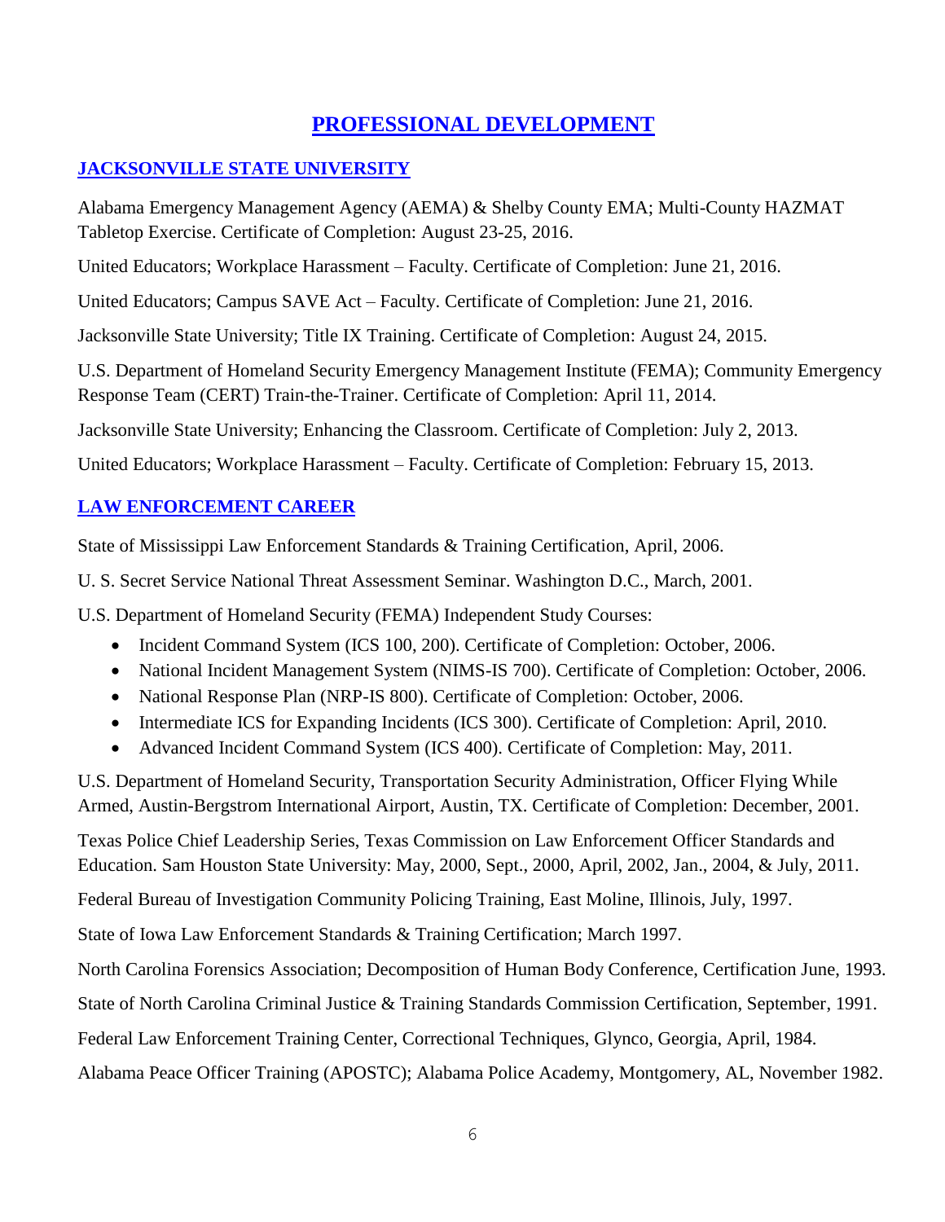# PROFESSIONAL DEVELOPMENT

## JACKSONVILLE STATE UNIVERSITY

Alabama Emergency Management Agency (AEMA) & Shelby County EMA; Multi-County HAZMAT Tabletop Exercise. Certificate of Completion: August 23-25, 2016.

United Educators; Workplace Harassment – Faculty. Certificate of Completion: June 21, 2016.

United Educators; Campus SAVE Act – Faculty. Certificate of Completion: June 21, 2016.

Jacksonville State University; Title IX Training. Certificate of Completion: August 24, 2015.

U.S. Department of Homeland Security Emergency Management Institute (FEMA); Community Emergency Response Team (CERT) Train-the-Trainer. Certificate of Completion: April 11, 2014.

Jacksonville State University; Enhancing the Classroom. Certificate of Completion: July 2, 2013.

United Educators; Workplace Harassment – Faculty. Certificate of Completion: February 15, 2013.

## LAW ENFORCEMENT CAREER

State of Mississippi Law Enforcement Standards & Training Certification, April, 2006.

U. S. Secret Service National Threat Assessment Seminar. Washington D.C., March, 2001.

U.S. Department of Homeland Security (FEMA) Independent Study Courses:

- Incident Command System (ICS 100, 200). Certificate of Completion: October, 2006.
- National Incident Management System (NIMS-IS 700). Certificate of Completion: October, 2006.
- National Response Plan (NRP-IS 800). Certificate of Completion: October, 2006.
- Intermediate ICS for Expanding Incidents (ICS 300). Certificate of Completion: April, 2010.
- Advanced Incident Command System (ICS 400). Certificate of Completion: May, 2011.

U.S. Department of Homeland Security, Transportation Security Administration, Officer Flying While Armed, Austin-Bergstrom International Airport, Austin, TX. Certificate of Completion: December, 2001.

Texas Police Chief Leadership Series, Texas Commission on Law Enforcement Officer Standards and Education. Sam Houston State University: May, 2000, Sept., 2000, April, 2002, Jan., 2004, & July, 2011.

Federal Bureau of Investigation Community Policing Training, East Moline, Illinois, July, 1997.

State of Iowa Law Enforcement Standards & Training Certification; March 1997.

North Carolina Forensics Association; Decomposition of Human Body Conference, Certification June, 1993.

State of North Carolina Criminal Justice & Training Standards Commission Certification, September, 1991.

Federal Law Enforcement Training Center, Correctional Techniques, Glynco, Georgia, April, 1984.

Alabama Peace Officer Training (APOSTC); Alabama Police Academy, Montgomery, AL, November 1982.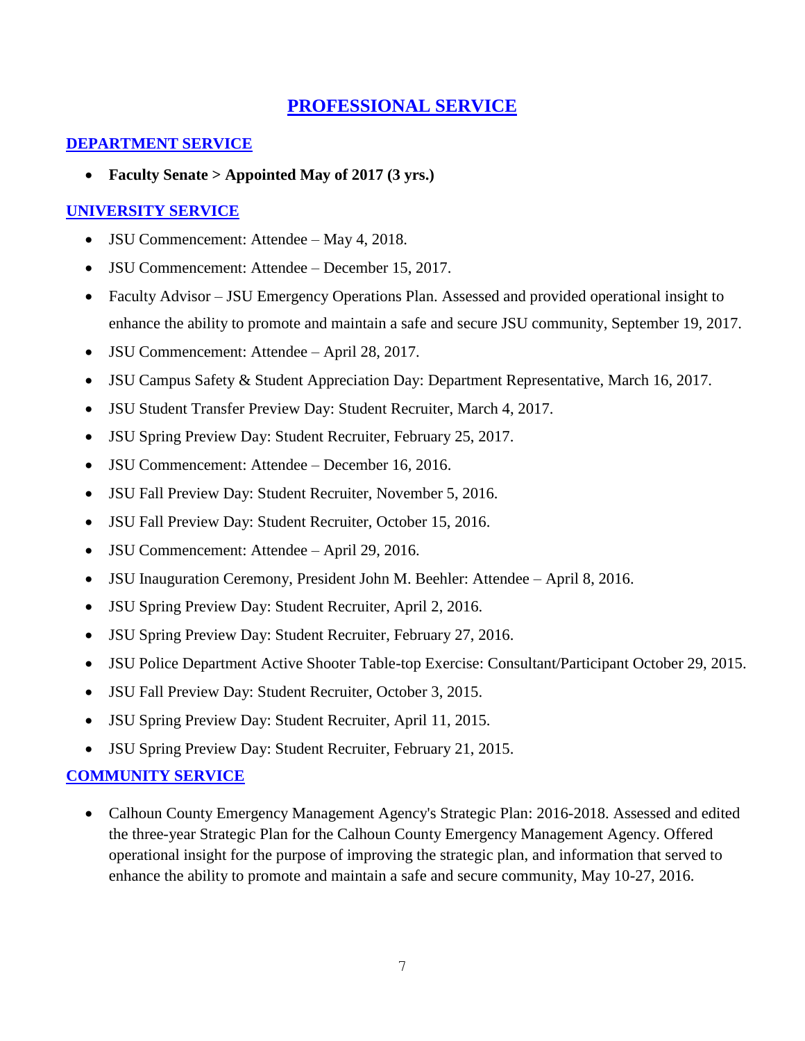# PROFESSIONAL SERVICE

## DEPARTMENT SERVICE

- **Faculty Senate > Appointed May of 2017 (3 yrs.)**

## UNIVERSITY SERVICE

- JSU Commencement: Attendee – May 4, 2018.
- JSU Commencement: Attendee – December 15, 2017.
- Faculty Advisor – JSU Emergency Operations Plan. Assessed and provided operational insight to enhance the ability to promote and maintain a safe and secure JSU community, September 19, 2017.
- JSU Commencement: Attendee – April 28, 2017.
- JSU Campus Safety & Student Appreciation Day: Department Representative, March 16, 2017.
- JSU Student Transfer Preview Day: Student Recruiter, March 4, 2017.
- JSU Spring Preview Day: Student Recruiter, February 25, 2017.
- JSU Commencement: Attendee – December 16, 2016.
- JSU Fall Preview Day: Student Recruiter, November 5, 2016.
- JSU Fall Preview Day: Student Recruiter, October 15, 2016.
- JSU Commencement: Attendee – April 29, 2016.
- JSU Inauguration Ceremony, President John M. Beehler: Attendee – April 8, 2016.
- JSU Spring Preview Day: Student Recruiter, April 2, 2016.
- JSU Spring Preview Day: Student Recruiter, February 27, 2016.
- JSU Police Department Active Shooter Table-top Exercise: Consultant/Participant October 29, 2015.
- JSU Fall Preview Day: Student Recruiter, October 3, 2015.
- JSU Spring Preview Day: Student Recruiter, April 11, 2015.
- JSU Spring Preview Day: Student Recruiter, February 21, 2015.

## COMMUNITY SERVICE

- Calhoun County Emergency Management Agency's Strategic Plan: 2016-2018. Assessed and edited the three-year Strategic Plan for the Calhoun County Emergency Management Agency. Offered operational insight for the purpose of improving the strategic plan, and information that served to enhance the ability to promote and maintain a safe and secure community, May 10-27, 2016.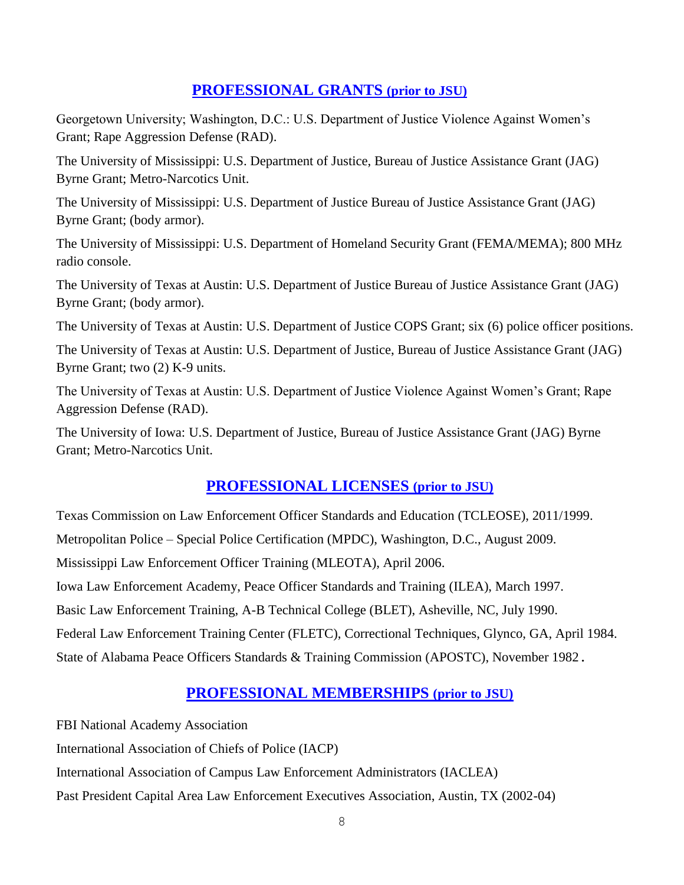## PROFESSIONAL GRANTS (prior to JSU)

Georgetown University; Washington, D.C.: U.S. Department of Justice Violence Against Women's Grant; Rape Aggression Defense (RAD).

The University of Mississippi: U.S. Department of Justice, Bureau of Justice Assistance Grant (JAG) Byrne Grant; Metro-Narcotics Unit.

The University of Mississippi: U.S. Department of Justice Bureau of Justice Assistance Grant (JAG) Byrne Grant; (body armor).

The University of Mississippi: U.S. Department of Homeland Security Grant (FEMA/MEMA); 800 MHz radio console.

The University of Texas at Austin: U.S. Department of Justice Bureau of Justice Assistance Grant (JAG) Byrne Grant; (body armor).

The University of Texas at Austin: U.S. Department of Justice COPS Grant; six (6) police officer positions.

The University of Texas at Austin: U.S. Department of Justice, Bureau of Justice Assistance Grant (JAG) Byrne Grant; two (2) K-9 units.

The University of Texas at Austin: U.S. Department of Justice Violence Against Women's Grant; Rape Aggression Defense (RAD).

The University of Iowa: U.S. Department of Justice, Bureau of Justice Assistance Grant (JAG) Byrne Grant; Metro-Narcotics Unit.

## PROFESSIONAL LICENSES (prior to JSU)

Texas Commission on Law Enforcement Officer Standards and Education (TCLEOSE), 2011/1999.

Metropolitan Police – Special Police Certification (MPDC), Washington, D.C., August 2009.

Mississippi Law Enforcement Officer Training (MLEOTA), April 2006.

Iowa Law Enforcement Academy, Peace Officer Standards and Training (ILEA), March 1997.

Basic Law Enforcement Training, A-B Technical College (BLET), Asheville, NC, July 1990.

Federal Law Enforcement Training Center (FLETC), Correctional Techniques, Glynco, GA, April 1984.

State of Alabama Peace Officers Standards & Training Commission (APOSTC), November 1982.

## PROFESSIONAL MEMBERSHIPS (prior to JSU)

FBI National Academy Association

International Association of Chiefs of Police (IACP)

International Association of Campus Law Enforcement Administrators (IACLEA)

Past President Capital Area Law Enforcement Executives Association, Austin, TX (2002-04)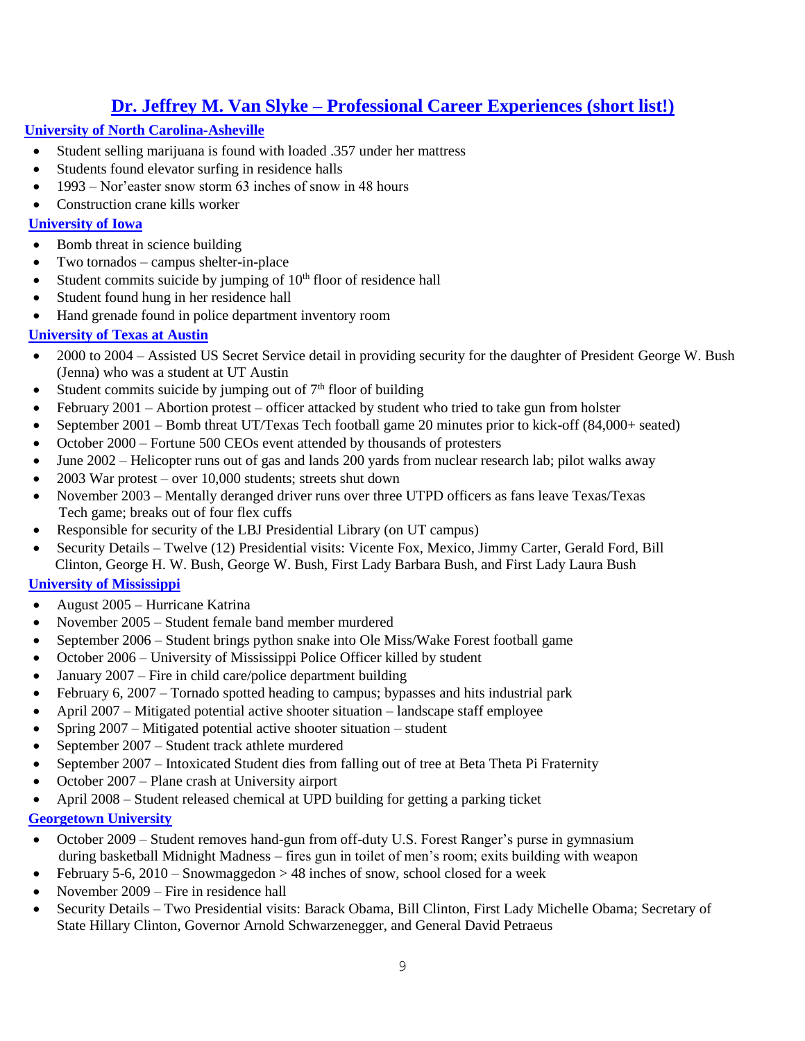# Dr. Jeffrey M. Van Slyke – Professional Career Experiences (short list!)

### University of North Carolina-Asheville

- Student selling marijuana is found with loaded .357 under her mattress
- Students found elevator surfing in residence halls
- 1993 – Nor'easter snow storm 63 inches of snow in 48 hours
- Construction crane kills worker

### University of Iowa

- Bomb threat in science building
- Two tornados – campus shelter-in-place
- Student commits suicide by jumping of 10th floor of residence hall
- Student found hung in her residence hall
- Hand grenade found in police department inventory room

### University of Texas at Austin

- 2000 to 2004 – Assisted US Secret Service detail in providing security for the daughter of President George W. Bush (Jenna) who was a student at UT Austin
- Student commits suicide by jumping out of 7th floor of building
- February 2001 – Abortion protest – officer attacked by student who tried to take gun from holster
- September 2001 – Bomb threat UT/Texas Tech football game 20 minutes prior to kick-off (84,000+ seated)
- October 2000 – Fortune 500 CEOs event attended by thousands of protesters
- June 2002 – Helicopter runs out of gas and lands 200 yards from nuclear research lab; pilot walks away
- 2003 War protest – over 10,000 students; streets shut down
- November 2003 – Mentally deranged driver runs over three UTPD officers as fans leave Texas/Texas Tech game; breaks out of four flex cuffs
- Responsible for security of the LBJ Presidential Library (on UT campus)
- Security Details – Twelve (12) Presidential visits: Vicente Fox, Mexico, Jimmy Carter, Gerald Ford, Bill Clinton, George H. W. Bush, George W. Bush, First Lady Barbara Bush, and First Lady Laura Bush

### University of Mississippi

- August 2005 – Hurricane Katrina
- November 2005 – Student female band member murdered
- September 2006 – Student brings python snake into Ole Miss/Wake Forest football game
- October 2006 – University of Mississippi Police Officer killed by student
- January 2007 – Fire in child care/police department building
- February 6, 2007 – Tornado spotted heading to campus; bypasses and hits industrial park
- April 2007 – Mitigated potential active shooter situation – landscape staff employee
- Spring 2007 – Mitigated potential active shooter situation – student
- September 2007 – Student track athlete murdered
- September 2007 – Intoxicated Student dies from falling out of tree at Beta Theta Pi Fraternity
- October 2007 – Plane crash at University airport
- April 2008 – Student released chemical at UPD building for getting a parking ticket

### Georgetown University

- October 2009 – Student removes hand-gun from off-duty U.S. Forest Ranger's purse in gymnasium during basketball Midnight Madness – fires gun in toilet of men's room; exits building with weapon
- February 5-6, 2010 – Snowmaggedon > 48 inches of snow, school closed for a week
- November 2009 – Fire in residence hall
- Security Details – Two Presidential visits: Barack Obama, Bill Clinton, First Lady Michelle Obama; Secretary of State Hillary Clinton, Governor Arnold Schwarzenegger, and General David Petraeus